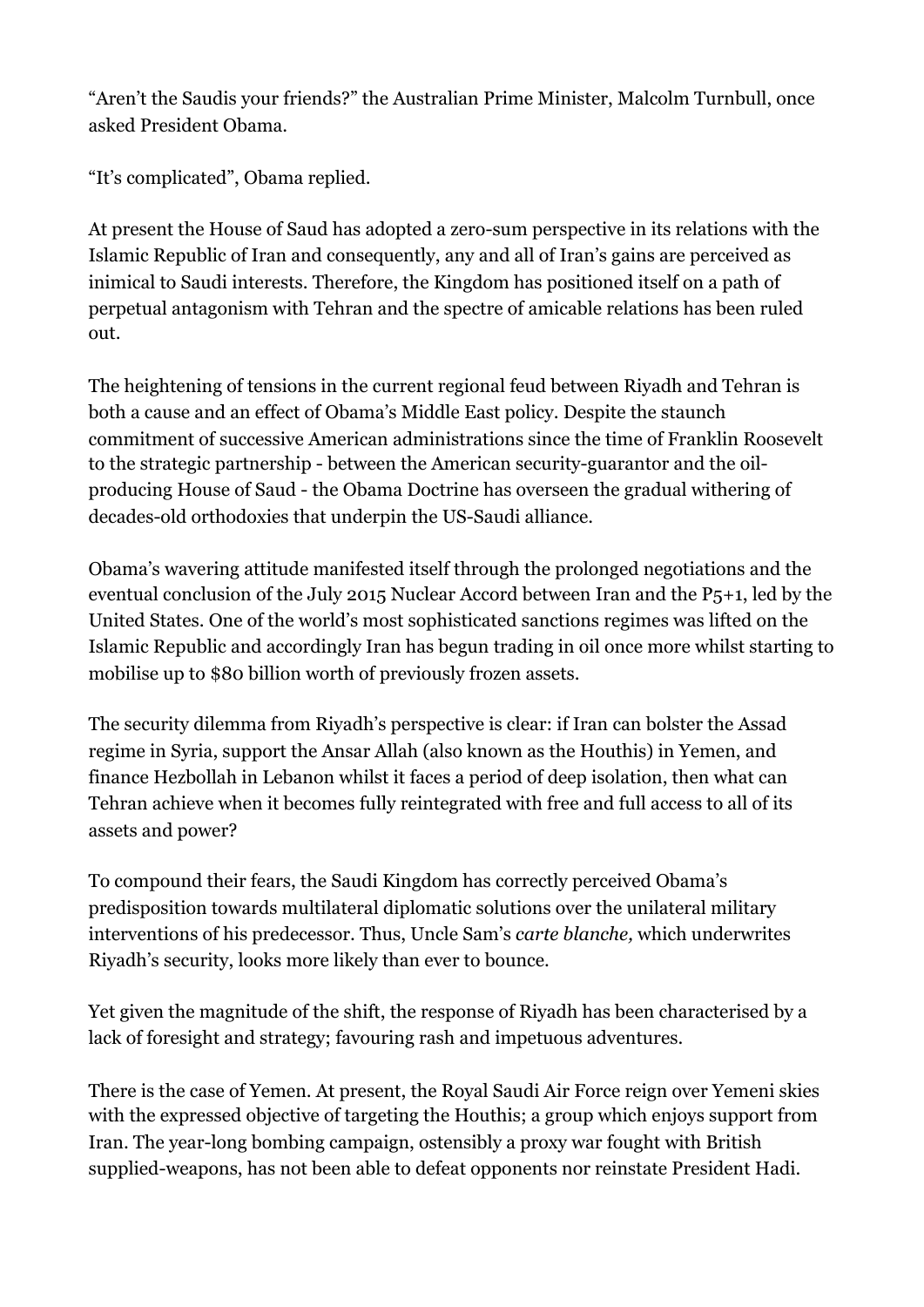“Aren’t the Saudis your friends?” the Australian Prime Minister, Malcolm Turnbull, once asked President Obama.

“It’s complicated”, Obama replied.

At present the House of Saud has adopted a zero-sum perspective in its relations with the Islamic Republic of Iran and consequently, any and all of Iran’s gains are perceived as inimical to Saudi interests. Therefore, the Kingdom has positioned itself on a path of perpetual antagonism with Tehran and the spectre of amicable relations has been ruled out.

The heightening of tensions in the current regional feud between Riyadh and Tehran is both a cause and an effect of Obama’s Middle East policy. Despite the staunch commitment of successive American administrations since the time of Franklin Roosevelt to the strategic partnership - between the American security-guarantor and the oil-producing House of Saud - the Obama Doctrine has overseen the gradual withering of decades-old orthodoxies that underpin the US-Saudi alliance.

Obama’s wavering attitude manifested itself through the prolonged negotiations and the eventual conclusion of the July 2015 Nuclear Accord between Iran and the P5+1, led by the United States. One of the world’s most sophisticated sanctions regimes was lifted on the Islamic Republic and accordingly Iran has begun trading in oil once more whilst starting to mobilise up to $80 billion worth of previously frozen assets.

The security dilemma from Riyadh’s perspective is clear: if Iran can bolster the Assad regime in Syria, support the Ansar Allah (also known as the Houthis) in Yemen, and finance Hezbollah in Lebanon whilst it faces a period of deep isolation, then what can Tehran achieve when it becomes fully reintegrated with free and full access to all of its assets and power?

To compound their fears, the Saudi Kingdom has correctly perceived Obama’s predisposition towards multilateral diplomatic solutions over the unilateral military interventions of his predecessor. Thus, Uncle Sam’s *carte blanche,* which underwrites Riyadh’s security, looks more likely than ever to bounce.

Yet given the magnitude of the shift, the response of Riyadh has been characterised by a lack of foresight and strategy; favouring rash and impetuous adventures.

There is the case of Yemen. At present, the Royal Saudi Air Force reign over Yemeni skies with the expressed objective of targeting the Houthis; a group which enjoys support from Iran. The year-long bombing campaign, ostensibly a proxy war fought with British supplied-weapons, has not been able to defeat opponents nor reinstate President Hadi.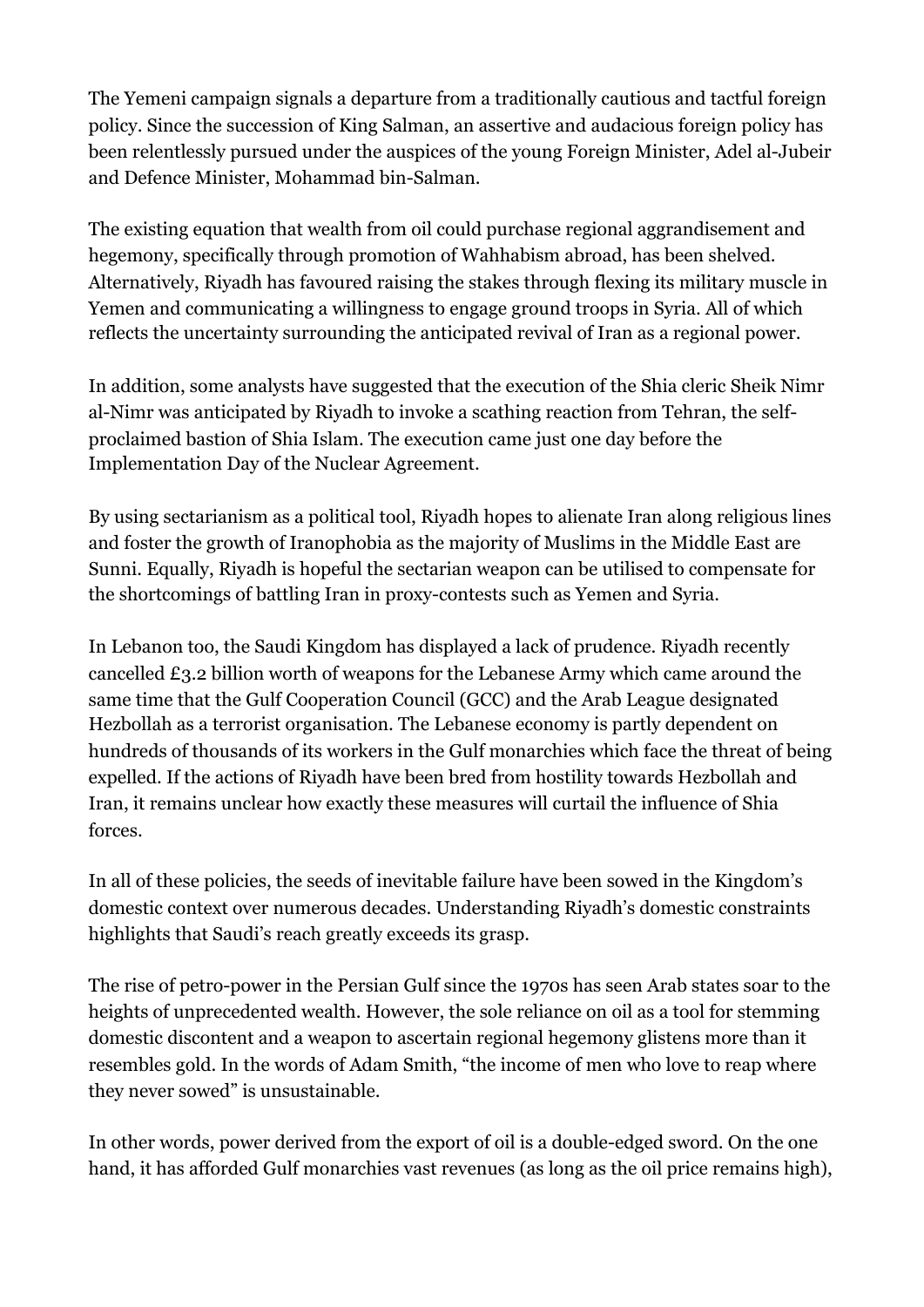The Yemeni campaign signals a departure from a traditionally cautious and tactful foreign policy. Since the succession of King Salman, an assertive and audacious foreign policy has been relentlessly pursued under the auspices of the young Foreign Minister, Adel al-Jubeir and Defence Minister, Mohammad bin-Salman.

The existing equation that wealth from oil could purchase regional aggrandisement and hegemony, specifically through promotion of Wahhabism abroad, has been shelved. Alternatively, Riyadh has favoured raising the stakes through flexing its military muscle in Yemen and communicating a willingness to engage ground troops in Syria. All of which reflects the uncertainty surrounding the anticipated revival of Iran as a regional power.

In addition, some analysts have suggested that the execution of the Shia cleric Sheik Nimr al-Nimr was anticipated by Riyadh to invoke a scathing reaction from Tehran, the self-proclaimed bastion of Shia Islam. The execution came just one day before the Implementation Day of the Nuclear Agreement.

By using sectarianism as a political tool, Riyadh hopes to alienate Iran along religious lines and foster the growth of Iranophobia as the majority of Muslims in the Middle East are Sunni. Equally, Riyadh is hopeful the sectarian weapon can be utilised to compensate for the shortcomings of battling Iran in proxy-contests such as Yemen and Syria.

In Lebanon too, the Saudi Kingdom has displayed a lack of prudence. Riyadh recently cancelled £3.2 billion worth of weapons for the Lebanese Army which came around the same time that the Gulf Cooperation Council (GCC) and the Arab League designated Hezbollah as a terrorist organisation. The Lebanese economy is partly dependent on hundreds of thousands of its workers in the Gulf monarchies which face the threat of being expelled. If the actions of Riyadh have been bred from hostility towards Hezbollah and Iran, it remains unclear how exactly these measures will curtail the influence of Shia forces.

In all of these policies, the seeds of inevitable failure have been sowed in the Kingdom's domestic context over numerous decades. Understanding Riyadh's domestic constraints highlights that Saudi's reach greatly exceeds its grasp.

The rise of petro-power in the Persian Gulf since the 1970s has seen Arab states soar to the heights of unprecedented wealth. However, the sole reliance on oil as a tool for stemming domestic discontent and a weapon to ascertain regional hegemony glistens more than it resembles gold. In the words of Adam Smith, "the income of men who love to reap where they never sowed" is unsustainable.

In other words, power derived from the export of oil is a double-edged sword. On the one hand, it has afforded Gulf monarchies vast revenues (as long as the oil price remains high),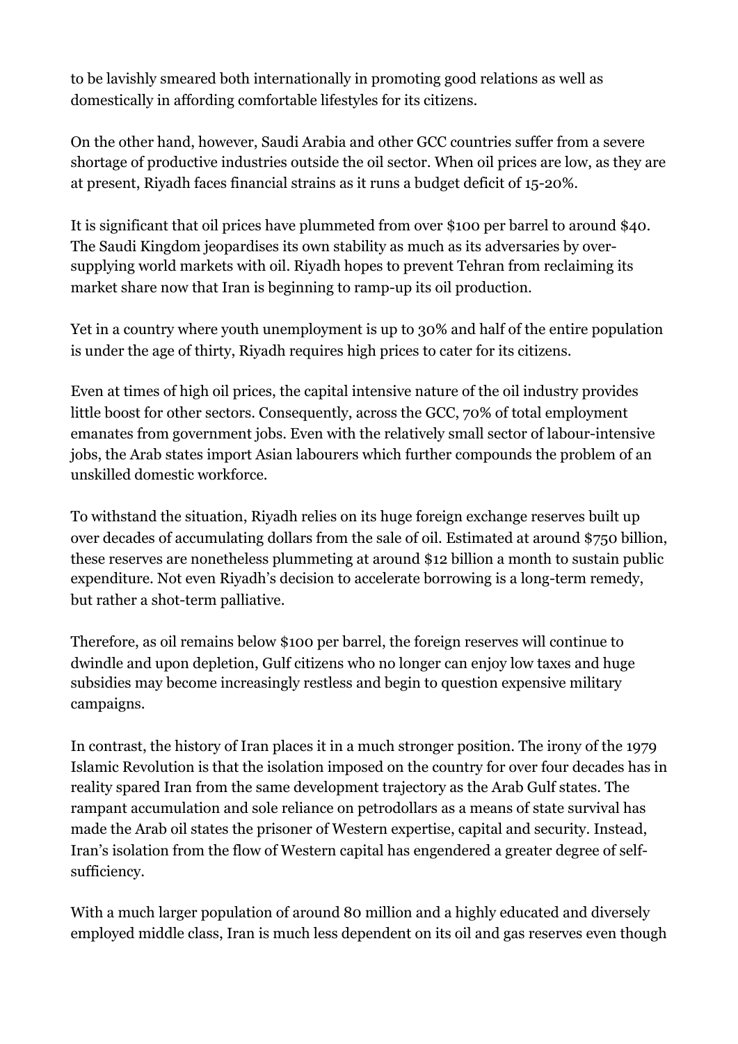to be lavishly smeared both internationally in promoting good relations as well as domestically in affording comfortable lifestyles for its citizens.

On the other hand, however, Saudi Arabia and other GCC countries suffer from a severe shortage of productive industries outside the oil sector. When oil prices are low, as they are at present, Riyadh faces financial strains as it runs a budget deficit of 15-20%.

It is significant that oil prices have plummeted from over $100 per barrel to around $40. The Saudi Kingdom jeopardises its own stability as much as its adversaries by over-supplying world markets with oil. Riyadh hopes to prevent Tehran from reclaiming its market share now that Iran is beginning to ramp-up its oil production.

Yet in a country where youth unemployment is up to 30% and half of the entire population is under the age of thirty, Riyadh requires high prices to cater for its citizens.

Even at times of high oil prices, the capital intensive nature of the oil industry provides little boost for other sectors. Consequently, across the GCC, 70% of total employment emanates from government jobs. Even with the relatively small sector of labour-intensive jobs, the Arab states import Asian labourers which further compounds the problem of an unskilled domestic workforce.

To withstand the situation, Riyadh relies on its huge foreign exchange reserves built up over decades of accumulating dollars from the sale of oil. Estimated at around $750 billion, these reserves are nonetheless plummeting at around $12 billion a month to sustain public expenditure. Not even Riyadh's decision to accelerate borrowing is a long-term remedy, but rather a shot-term palliative.

Therefore, as oil remains below $100 per barrel, the foreign reserves will continue to dwindle and upon depletion, Gulf citizens who no longer can enjoy low taxes and huge subsidies may become increasingly restless and begin to question expensive military campaigns.

In contrast, the history of Iran places it in a much stronger position. The irony of the 1979 Islamic Revolution is that the isolation imposed on the country for over four decades has in reality spared Iran from the same development trajectory as the Arab Gulf states. The rampant accumulation and sole reliance on petrodollars as a means of state survival has made the Arab oil states the prisoner of Western expertise, capital and security. Instead, Iran's isolation from the flow of Western capital has engendered a greater degree of self-sufficiency.

With a much larger population of around 80 million and a highly educated and diversely employed middle class, Iran is much less dependent on its oil and gas reserves even though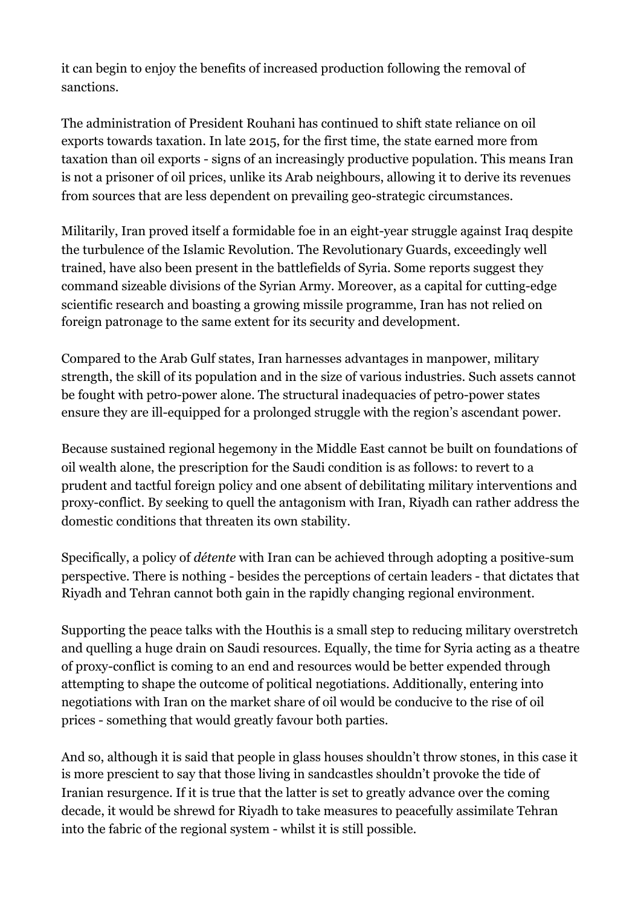it can begin to enjoy the benefits of increased production following the removal of sanctions.

The administration of President Rouhani has continued to shift state reliance on oil exports towards taxation. In late 2015, for the first time, the state earned more from taxation than oil exports - signs of an increasingly productive population. This means Iran is not a prisoner of oil prices, unlike its Arab neighbours, allowing it to derive its revenues from sources that are less dependent on prevailing geo-strategic circumstances.

Militarily, Iran proved itself a formidable foe in an eight-year struggle against Iraq despite the turbulence of the Islamic Revolution. The Revolutionary Guards, exceedingly well trained, have also been present in the battlefields of Syria. Some reports suggest they command sizeable divisions of the Syrian Army. Moreover, as a capital for cutting-edge scientific research and boasting a growing missile programme, Iran has not relied on foreign patronage to the same extent for its security and development.

Compared to the Arab Gulf states, Iran harnesses advantages in manpower, military strength, the skill of its population and in the size of various industries. Such assets cannot be fought with petro-power alone. The structural inadequacies of petro-power states ensure they are ill-equipped for a prolonged struggle with the region's ascendant power.

Because sustained regional hegemony in the Middle East cannot be built on foundations of oil wealth alone, the prescription for the Saudi condition is as follows: to revert to a prudent and tactful foreign policy and one absent of debilitating military interventions and proxy-conflict. By seeking to quell the antagonism with Iran, Riyadh can rather address the domestic conditions that threaten its own stability.

Specifically, a policy of *détente* with Iran can be achieved through adopting a positive-sum perspective. There is nothing - besides the perceptions of certain leaders - that dictates that Riyadh and Tehran cannot both gain in the rapidly changing regional environment.

Supporting the peace talks with the Houthis is a small step to reducing military overstretch and quelling a huge drain on Saudi resources. Equally, the time for Syria acting as a theatre of proxy-conflict is coming to an end and resources would be better expended through attempting to shape the outcome of political negotiations. Additionally, entering into negotiations with Iran on the market share of oil would be conducive to the rise of oil prices - something that would greatly favour both parties.

And so, although it is said that people in glass houses shouldn't throw stones, in this case it is more prescient to say that those living in sandcastles shouldn't provoke the tide of Iranian resurgence. If it is true that the latter is set to greatly advance over the coming decade, it would be shrewd for Riyadh to take measures to peacefully assimilate Tehran into the fabric of the regional system - whilst it is still possible.